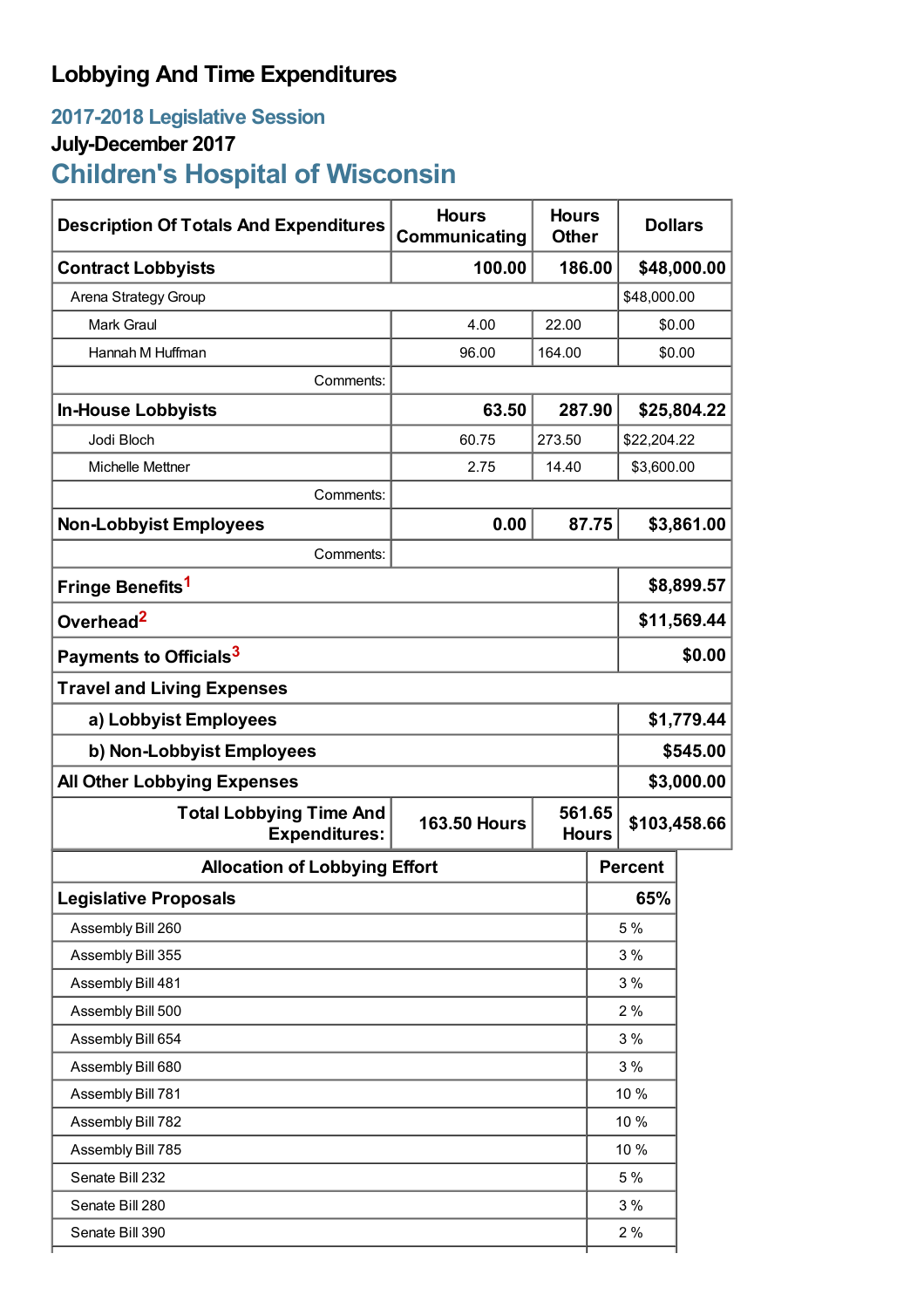# Lobbying And Time Expenditures

## 2017-2018 Legislative Session

### July-December 2017

## Children's Hospital of Wisconsin

| Description Of Totals And Expenditures | Hours Communicating | Hours Other | Dollars |
|---|---|---|---|
| **Contract Lobbyists** | **100.00** | **186.00** | **$48,000.00** |
| Arena Strategy Group | | | $48,000.00 |
| Mark Graul | 4.00 | 22.00 | $0.00 |
| Hannah M Huffman | 96.00 | 164.00 | $0.00 |
| Comments: | | | |
| **In-House Lobbyists** | **63.50** | **287.90** | **$25,804.22** |
| Jodi Bloch | 60.75 | 273.50 | $22,204.22 |
| Michelle Mettner | 2.75 | 14.40 | $3,600.00 |
| Comments: | | | |
| **Non-Lobbyist Employees** | **0.00** | **87.75** | **$3,861.00** |
| Comments: | | | |
| **Fringe Benefits[1]** | | | **$8,899.57** |
| **Overhead[2]** | | | **$11,569.44** |
| **Payments to Officials[3]** | | | **$0.00** |
| **Travel and Living Expenses** | | | |
| **a) Lobbyist Employees** | | | **$1,779.44** |
| **b) Non-Lobbyist Employees** | | | **$545.00** |
| **All Other Lobbying Expenses** | | | **$3,000.00** |
| **Total Lobbying Time And Expenditures:** | **163.50 Hours** | **561.65 Hours** | **$103,458.66** |

| Allocation of Lobbying Effort | Percent |
|---|---|
| **Legislative Proposals** | **65%** |
| Assembly Bill 260 | 5 % |
| Assembly Bill 355 | 3 % |
| Assembly Bill 481 | 3 % |
| Assembly Bill 500 | 2 % |
| Assembly Bill 654 | 3 % |
| Assembly Bill 680 | 3 % |
| Assembly Bill 781 | 10 % |
| Assembly Bill 782 | 10 % |
| Assembly Bill 785 | 10 % |
| Senate Bill 232 | 5 % |
| Senate Bill 280 | 3 % |
| Senate Bill 390 | 2 % |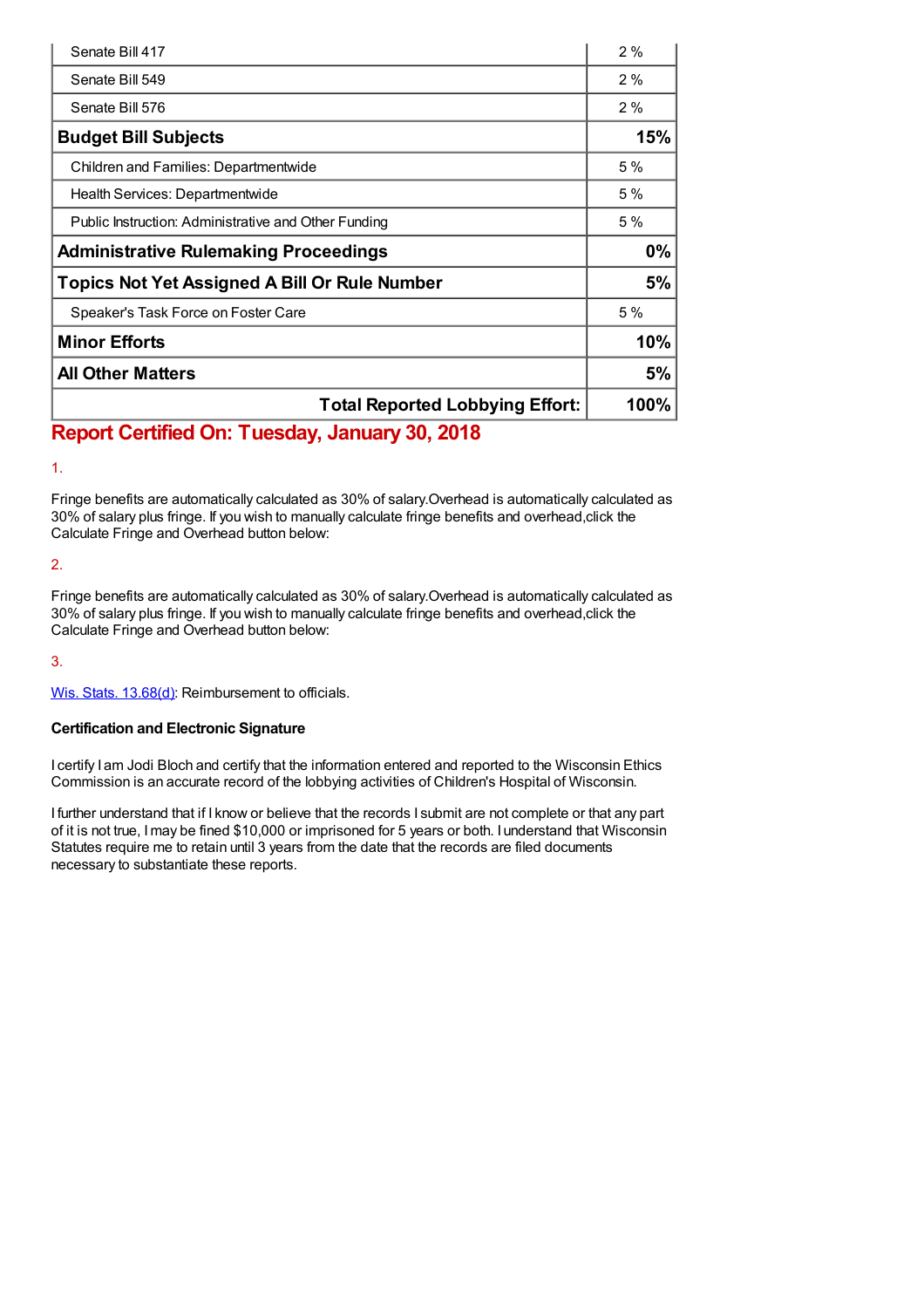| | |
|---|---|
| Senate Bill 417 | 2 % |
| Senate Bill 549 | 2 % |
| Senate Bill 576 | 2 % |
| **Budget Bill Subjects** | **15%** |
| Children and Families: Departmentwide | 5 % |
| Health Services: Departmentwide | 5 % |
| Public Instruction: Administrative and Other Funding | 5 % |
| **Administrative Rulemaking Proceedings** | **0%** |
| **Topics Not Yet Assigned A Bill Or Rule Number** | **5%** |
| Speaker's Task Force on Foster Care | 5 % |
| **Minor Efforts** | **10%** |
| **All Other Matters** | **5%** |
| **Total Reported Lobbying Effort:** | **100%** |

## Report Certified On: Tuesday, January 30, 2018

1.

Fringe benefits are automatically calculated as 30% of salary.Overhead is automatically calculated as 30% of salary plus fringe. If you wish to manually calculate fringe benefits and overhead,click the Calculate Fringe and Overhead button below:

2.

Fringe benefits are automatically calculated as 30% of salary.Overhead is automatically calculated as 30% of salary plus fringe. If you wish to manually calculate fringe benefits and overhead,click the Calculate Fringe and Overhead button below:

3.

Wis. Stats. 13.68(d): Reimbursement to officials.

**Certification and Electronic Signature**

I certify I am Jodi Bloch and certify that the information entered and reported to the Wisconsin Ethics Commission is an accurate record of the lobbying activities of Children's Hospital of Wisconsin.

I further understand that if I know or believe that the records I submit are not complete or that any part of it is not true, I may be fined $10,000 or imprisoned for 5 years or both. I understand that Wisconsin Statutes require me to retain until 3 years from the date that the records are filed documents necessary to substantiate these reports.